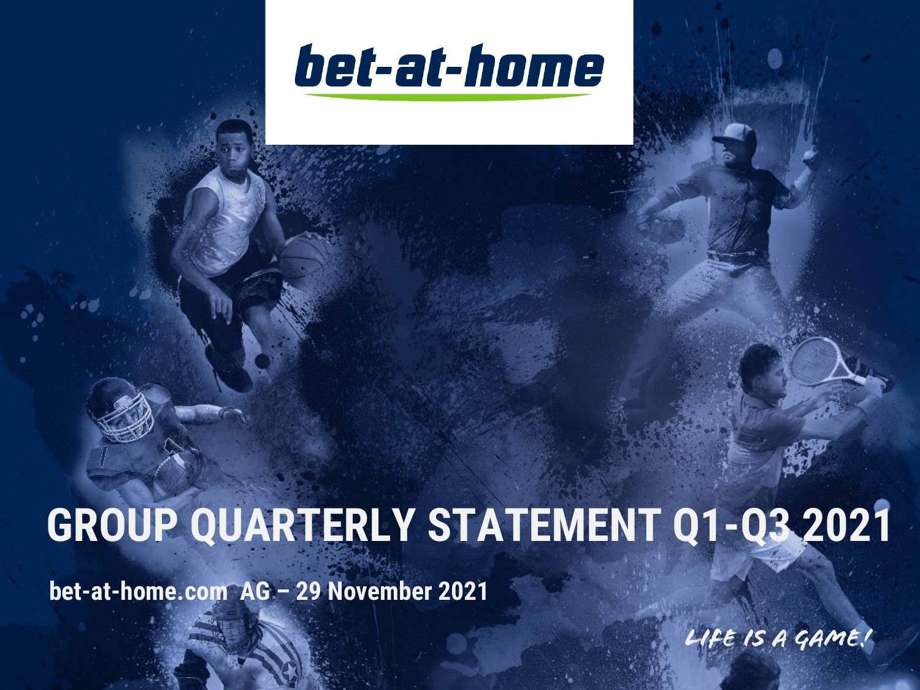bet-at-home

# GROUP QUARTERLY STATEMENT Q1-Q3 2021

**bet-at-home.com AG – 29 November 2021**

LIFE IS A GAME!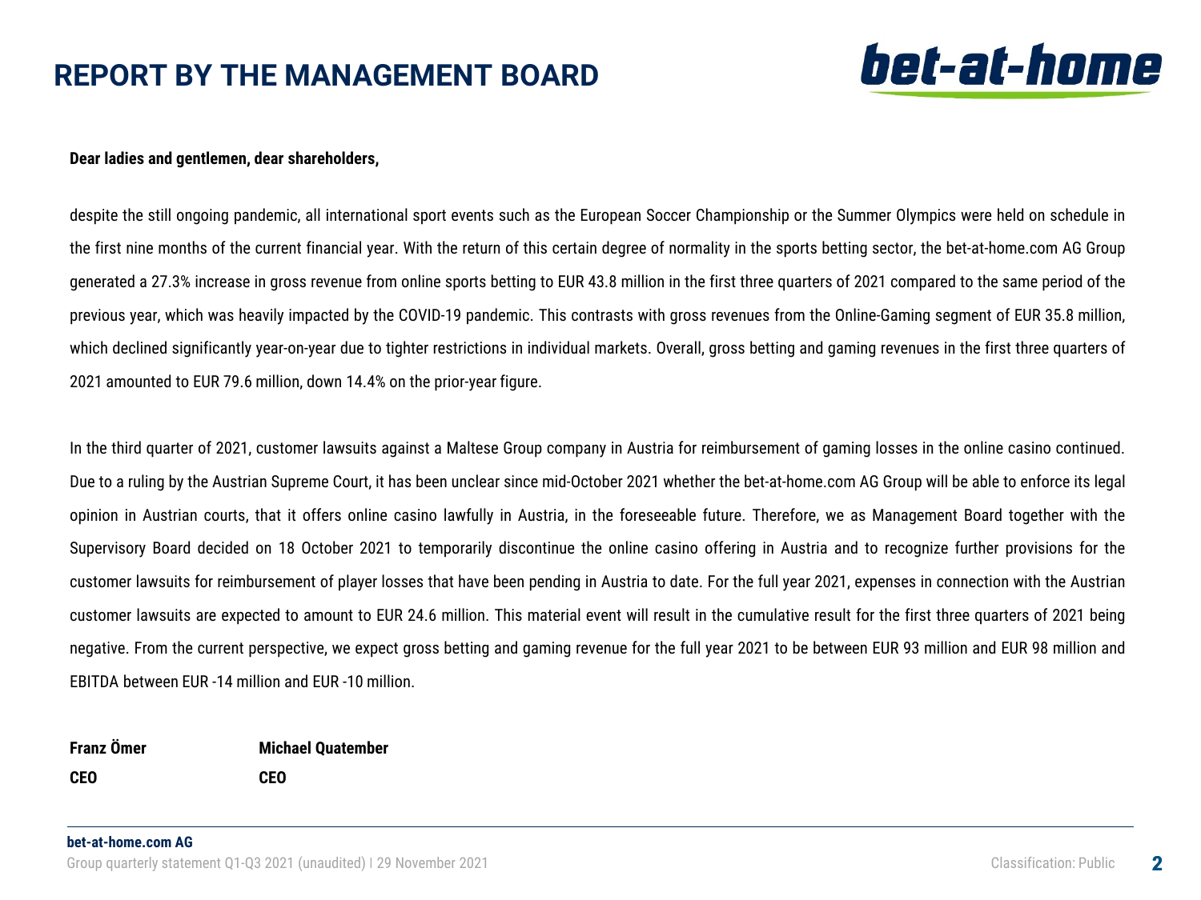# REPORT BY THE MANAGEMENT BOARD

**Dear ladies and gentlemen, dear shareholders,**

despite the still ongoing pandemic, all international sport events such as the European Soccer Championship or the Summer Olympics were held on schedule in the first nine months of the current financial year. With the return of this certain degree of normality in the sports betting sector, the bet-at-home.com AG Group generated a 27.3% increase in gross revenue from online sports betting to EUR 43.8 million in the first three quarters of 2021 compared to the same period of the previous year, which was heavily impacted by the COVID-19 pandemic. This contrasts with gross revenues from the Online-Gaming segment of EUR 35.8 million, which declined significantly year-on-year due to tighter restrictions in individual markets. Overall, gross betting and gaming revenues in the first three quarters of 2021 amounted to EUR 79.6 million, down 14.4% on the prior-year figure.

In the third quarter of 2021, customer lawsuits against a Maltese Group company in Austria for reimbursement of gaming losses in the online casino continued. Due to a ruling by the Austrian Supreme Court, it has been unclear since mid-October 2021 whether the bet-at-home.com AG Group will be able to enforce its legal opinion in Austrian courts, that it offers online casino lawfully in Austria, in the foreseeable future. Therefore, we as Management Board together with the Supervisory Board decided on 18 October 2021 to temporarily discontinue the online casino offering in Austria and to recognize further provisions for the customer lawsuits for reimbursement of player losses that have been pending in Austria to date. For the full year 2021, expenses in connection with the Austrian customer lawsuits are expected to amount to EUR 24.6 million. This material event will result in the cumulative result for the first three quarters of 2021 being negative. From the current perspective, we expect gross betting and gaming revenue for the full year 2021 to be between EUR 93 million and EUR 98 million and EBITDA between EUR -14 million and EUR -10 million.

| **Franz Ömer** | **Michael Quatember** |
| --- | --- |
| **CEO** | **CEO** |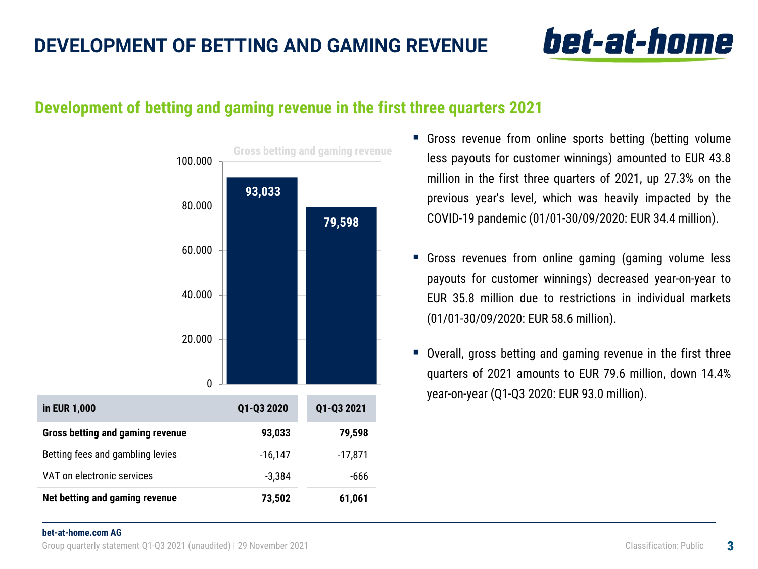# DEVELOPMENT OF BETTING AND GAMING REVENUE

## Development of betting and gaming revenue in the first three quarters 2021

Gross betting and gaming revenue

| in EUR 1,000 | Q1-Q3 2020 | Q1-Q3 2021 |
|---|---|---|
| **Gross betting and gaming revenue** | **93,033** | **79,598** |
| Betting fees and gambling levies | -16,147 | -17,871 |
| VAT on electronic services | -3,384 | -666 |
| **Net betting and gaming revenue** | **73,502** | **61,061** |

- Gross revenue from online sports betting (betting volume less payouts for customer winnings) amounted to EUR 43.8 million in the first three quarters of 2021, up 27.3% on the previous year's level, which was heavily impacted by the COVID-19 pandemic (01/01-30/09/2020: EUR 34.4 million).
- Gross revenues from online gaming (gaming volume less payouts for customer winnings) decreased year-on-year to EUR 35.8 million due to restrictions in individual markets (01/01-30/09/2020: EUR 58.6 million).
- Overall, gross betting and gaming revenue in the first three quarters of 2021 amounts to EUR 79.6 million, down 14.4% year-on-year (Q1-Q3 2020: EUR 93.0 million).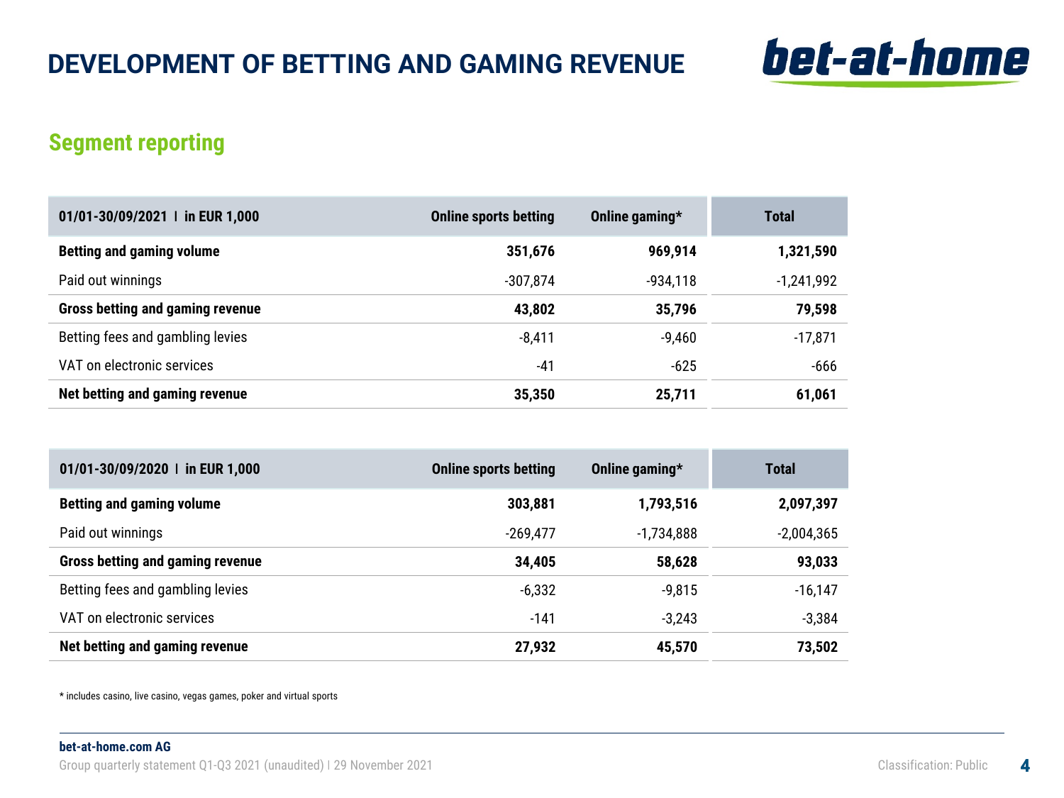# DEVELOPMENT OF BETTING AND GAMING REVENUE

## Segment reporting

| 01/01-30/09/2021 I in EUR 1,000 | Online sports betting | Online gaming* | Total |
|---|---|---|---|
| **Betting and gaming volume** | **351,676** | **969,914** | **1,321,590** |
| Paid out winnings | -307,874 | -934,118 | -1,241,992 |
| **Gross betting and gaming revenue** | **43,802** | **35,796** | **79,598** |
| Betting fees and gambling levies | -8,411 | -9,460 | -17,871 |
| VAT on electronic services | -41 | -625 | -666 |
| **Net betting and gaming revenue** | **35,350** | **25,711** | **61,061** |

| 01/01-30/09/2020 I in EUR 1,000 | Online sports betting | Online gaming* | Total |
|---|---|---|---|
| **Betting and gaming volume** | **303,881** | **1,793,516** | **2,097,397** |
| Paid out winnings | -269,477 | -1,734,888 | -2,004,365 |
| **Gross betting and gaming revenue** | **34,405** | **58,628** | **93,033** |
| Betting fees and gambling levies | -6,332 | -9,815 | -16,147 |
| VAT on electronic services | -141 | -3,243 | -3,384 |
| **Net betting and gaming revenue** | **27,932** | **45,570** | **73,502** |

* includes casino, live casino, vegas games, poker and virtual sports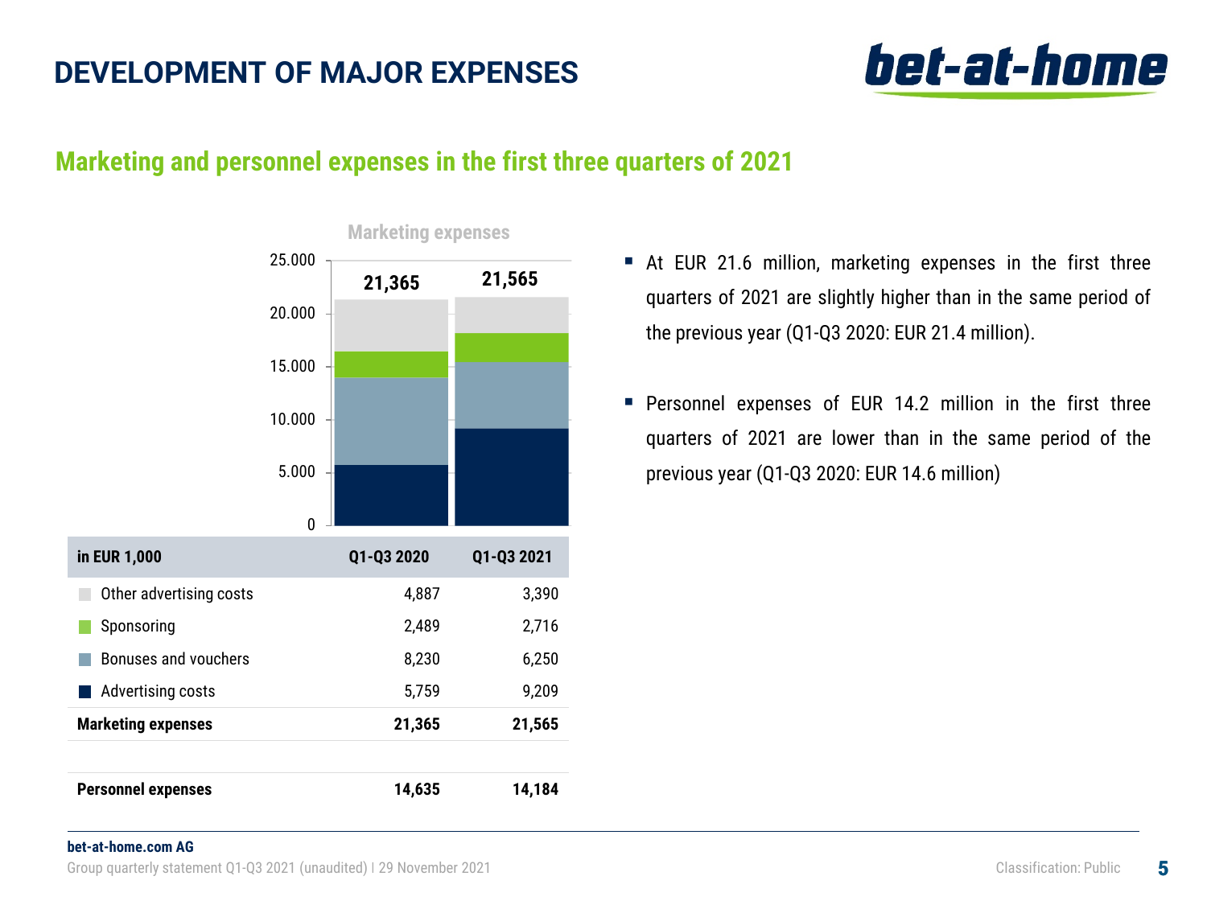# DEVELOPMENT OF MAJOR EXPENSES

## Marketing and personnel expenses in the first three quarters of 2021

Marketing expenses

| in EUR 1,000 | Q1-Q3 2020 | Q1-Q3 2021 |
|---|---|---|
| Other advertising costs | 4,887 | 3,390 |
| Sponsoring | 2,489 | 2,716 |
| Bonuses and vouchers | 8,230 | 6,250 |
| Advertising costs | 5,759 | 9,209 |
| **Marketing expenses** | **21,365** | **21,565** |
| | | |
| **Personnel expenses** | **14,635** | **14,184** |

- At EUR 21.6 million, marketing expenses in the first three quarters of 2021 are slightly higher than in the same period of the previous year (Q1-Q3 2020: EUR 21.4 million).
- Personnel expenses of EUR 14.2 million in the first three quarters of 2021 are lower than in the same period of the previous year (Q1-Q3 2020: EUR 14.6 million)

**bet-at-home.com AG**

Group quarterly statement Q1-Q3 2021 (unaudited) | 29 November 2021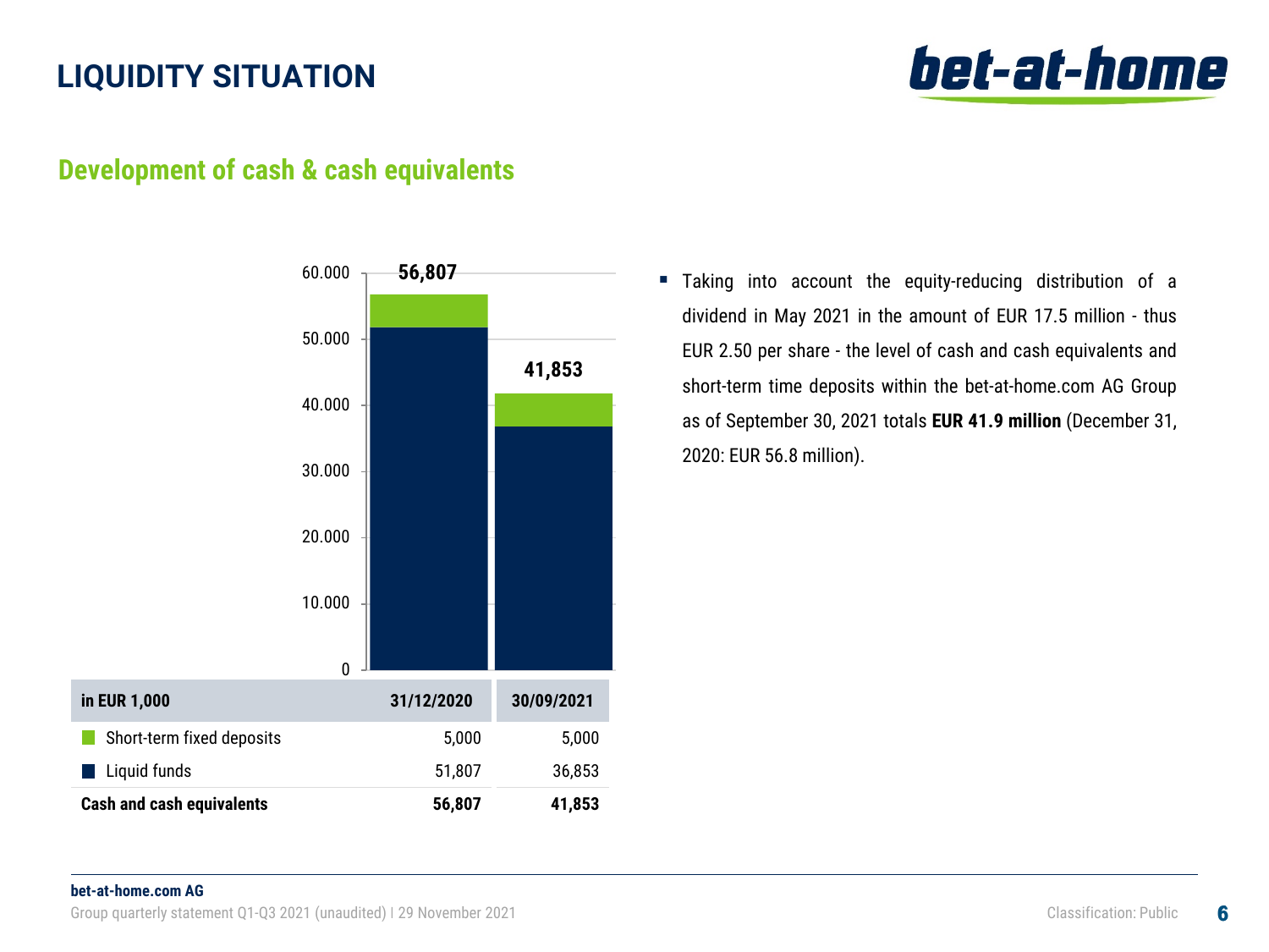# LIQUIDITY SITUATION

## Development of cash & cash equivalents

| in EUR 1,000 | 31/12/2020 | 30/09/2021 |
|---|---|---|
| Short-term fixed deposits | 5,000 | 5,000 |
| Liquid funds | 51,807 | 36,853 |
| **Cash and cash equivalents** | **56,807** | **41,853** |

- Taking into account the equity-reducing distribution of a dividend in May 2021 in the amount of EUR 17.5 million - thus EUR 2.50 per share - the level of cash and cash equivalents and short-term time deposits within the bet-at-home.com AG Group as of September 30, 2021 totals **EUR 41.9 million** (December 31, 2020: EUR 56.8 million).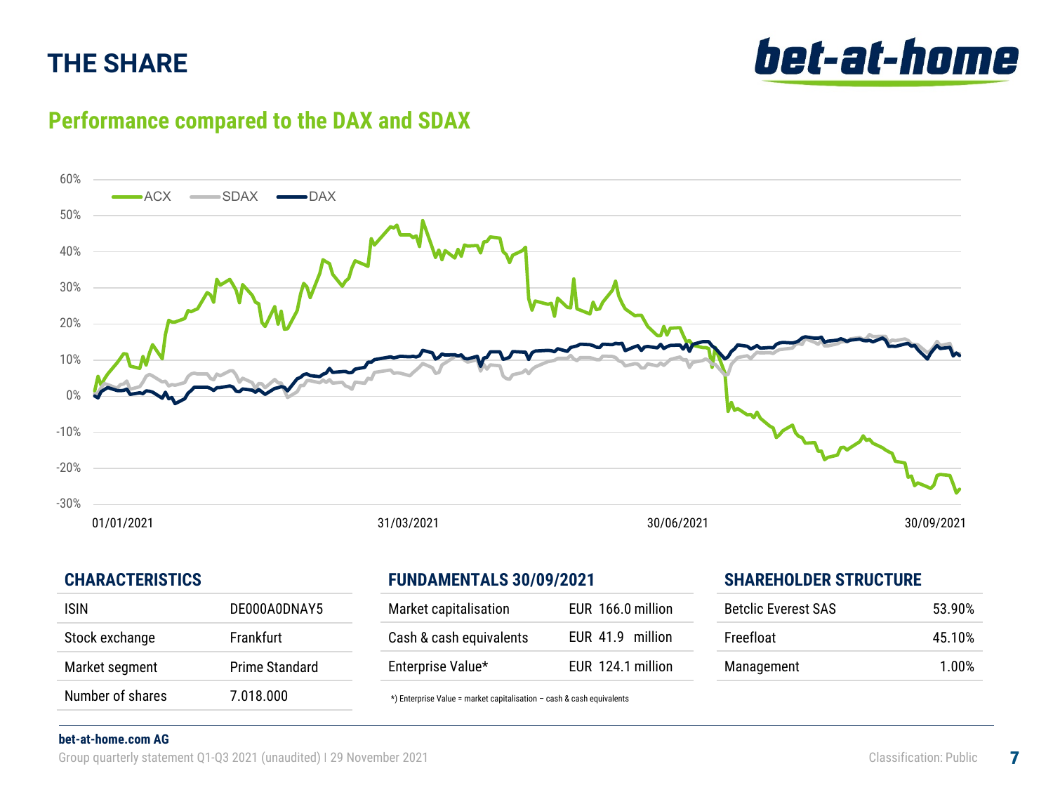# THE SHARE

## Performance compared to the DAX and SDAX

### CHARACTERISTICS

| | |
|---|---|
| ISIN | DE000A0DNAY5 |
| Stock exchange | Frankfurt |
| Market segment | Prime Standard |
| Number of shares | 7.018.000 |

### FUNDAMENTALS 30/09/2021

| | |
|---|---|
| Market capitalisation | EUR 166.0 million |
| Cash & cash equivalents | EUR 41.9 million |
| Enterprise Value* | EUR 124.1 million |

*) Enterprise Value = market capitalisation – cash & cash equivalents

### SHAREHOLDER STRUCTURE

| | |
|---|---|
| Betclic Everest SAS | 53.90% |
| Freefloat | 45.10% |
| Management | 1.00% |

**bet-at-home.com AG**

Group quarterly statement Q1-Q3 2021 (unaudited) | 29 November 2021

Classification: Public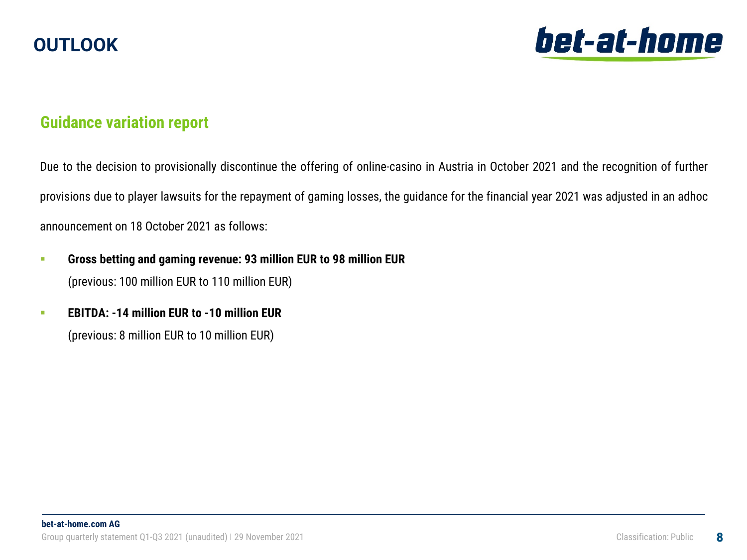# OUTLOOK

## Guidance variation report

Due to the decision to provisionally discontinue the offering of online-casino in Austria in October 2021 and the recognition of further provisions due to player lawsuits for the repayment of gaming losses, the guidance for the financial year 2021 was adjusted in an adhoc announcement on 18 October 2021 as follows:

- **Gross betting and gaming revenue: 93 million EUR to 98 million EUR**
  (previous: 100 million EUR to 110 million EUR)
- **EBITDA: -14 million EUR to -10 million EUR**
  (previous: 8 million EUR to 10 million EUR)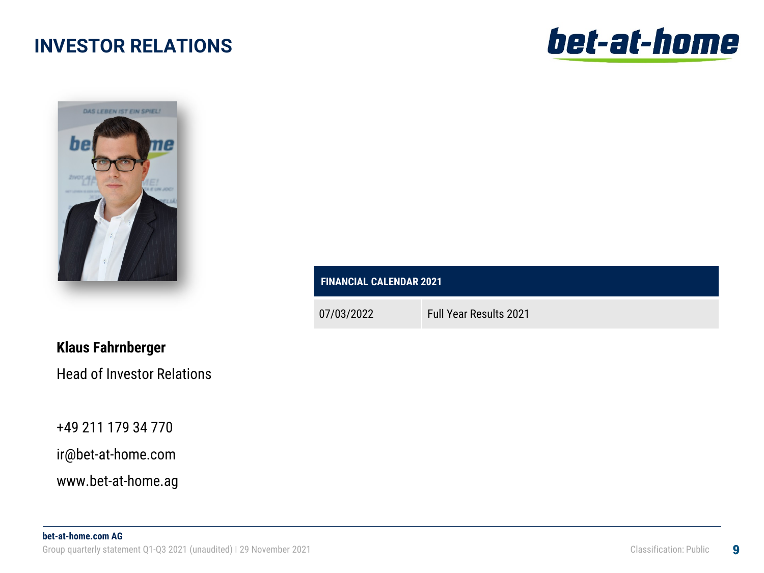# INVESTOR RELATIONS

**Klaus Fahrnberger**

Head of Investor Relations

+49 211 179 34 770

ir@bet-at-home.com

www.bet-at-home.ag

| FINANCIAL CALENDAR 2021 | |
|---|---|
| 07/03/2022 | Full Year Results 2021 |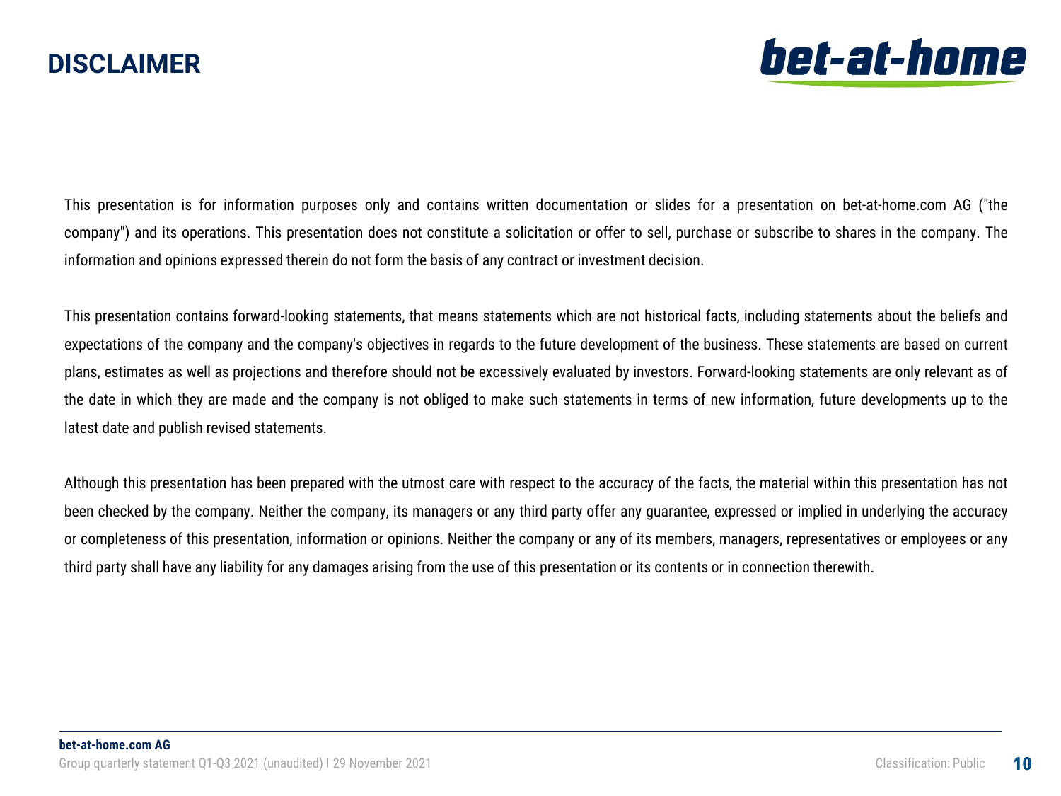# DISCLAIMER

This presentation is for information purposes only and contains written documentation or slides for a presentation on bet-at-home.com AG ("the company") and its operations. This presentation does not constitute a solicitation or offer to sell, purchase or subscribe to shares in the company. The information and opinions expressed therein do not form the basis of any contract or investment decision.

This presentation contains forward-looking statements, that means statements which are not historical facts, including statements about the beliefs and expectations of the company and the company's objectives in regards to the future development of the business. These statements are based on current plans, estimates as well as projections and therefore should not be excessively evaluated by investors. Forward-looking statements are only relevant as of the date in which they are made and the company is not obliged to make such statements in terms of new information, future developments up to the latest date and publish revised statements.

Although this presentation has been prepared with the utmost care with respect to the accuracy of the facts, the material within this presentation has not been checked by the company. Neither the company, its managers or any third party offer any guarantee, expressed or implied in underlying the accuracy or completeness of this presentation, information or opinions. Neither the company or any of its members, managers, representatives or employees or any third party shall have any liability for any damages arising from the use of this presentation or its contents or in connection therewith.